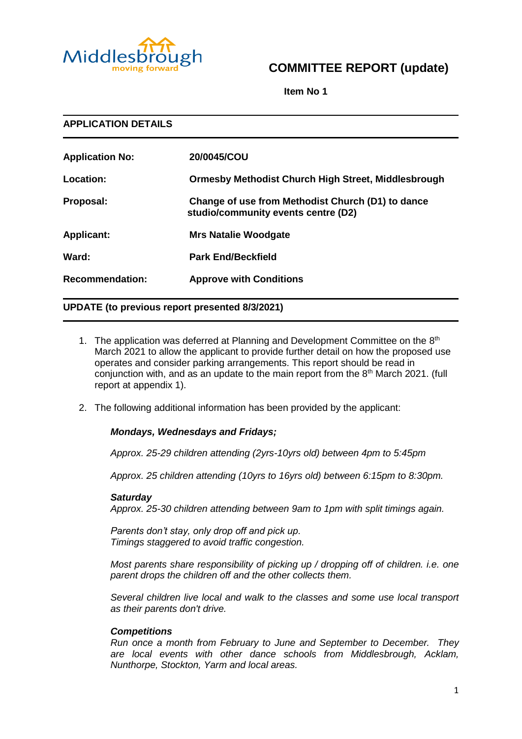# COMMITTEE REPORT (update)

**Item No 1**

## APPLICATION DETAILS

| | |
|---|---|
| **Application No:** | **20/0045/COU** |
| **Location:** | **Ormesby Methodist Church High Street, Middlesbrough** |
| **Proposal:** | **Change of use from Methodist Church (D1) to dance studio/community events centre (D2)** |
| **Applicant:** | **Mrs Natalie Woodgate** |
| **Ward:** | **Park End/Beckfield** |
| **Recommendation:** | **Approve with Conditions** |

## UPDATE (to previous report presented 8/3/2021)

1. The application was deferred at Planning and Development Committee on the 8th March 2021 to allow the applicant to provide further detail on how the proposed use operates and consider parking arrangements. This report should be read in conjunction with, and as an update to the main report from the 8th March 2021. (full report at appendix 1).

2. The following additional information has been provided by the applicant:

   ***Mondays, Wednesdays and Fridays;***

   *Approx. 25-29 children attending (2yrs-10yrs old) between 4pm to 5:45pm*

   *Approx. 25 children attending (10yrs to 16yrs old) between 6:15pm to 8:30pm.*

   ***Saturday***
   *Approx. 25-30 children attending between 9am to 1pm with split timings again.*

   *Parents don't stay, only drop off and pick up.*
   *Timings staggered to avoid traffic congestion.*

   *Most parents share responsibility of picking up / dropping off of children. i.e. one parent drops the children off and the other collects them.*

   *Several children live local and walk to the classes and some use local transport as their parents don't drive.*

   ***Competitions***
   *Run once a month from February to June and September to December. They are local events with other dance schools from Middlesbrough, Acklam, Nunthorpe, Stockton, Yarm and local areas.*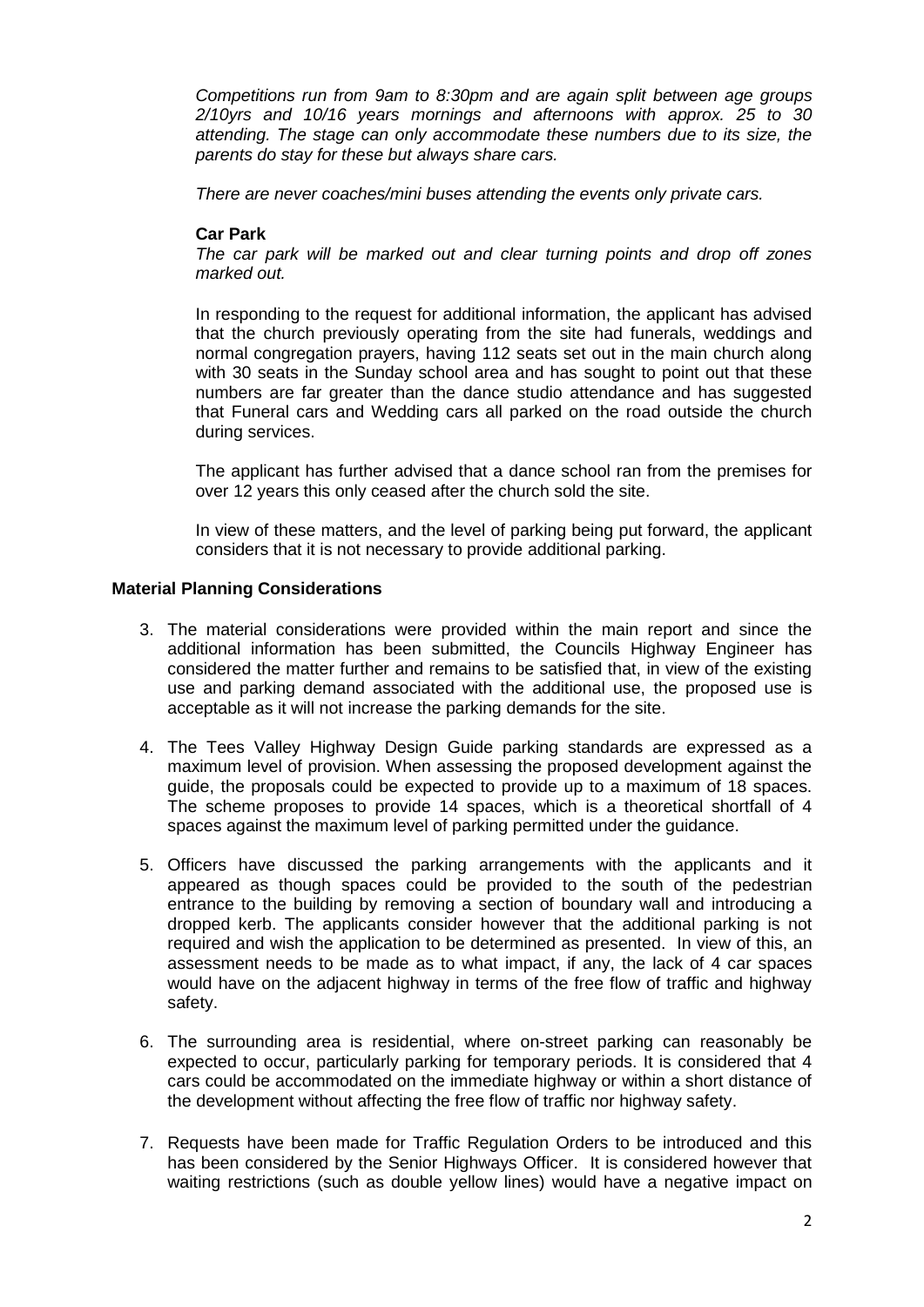*Competitions run from 9am to 8:30pm and are again split between age groups 2/10yrs and 10/16 years mornings and afternoons with approx. 25 to 30 attending. The stage can only accommodate these numbers due to its size, the parents do stay for these but always share cars.*

*There are never coaches/mini buses attending the events only private cars.*

**Car Park**

*The car park will be marked out and clear turning points and drop off zones marked out.*

In responding to the request for additional information, the applicant has advised that the church previously operating from the site had funerals, weddings and normal congregation prayers, having 112 seats set out in the main church along with 30 seats in the Sunday school area and has sought to point out that these numbers are far greater than the dance studio attendance and has suggested that Funeral cars and Wedding cars all parked on the road outside the church during services.

The applicant has further advised that a dance school ran from the premises for over 12 years this only ceased after the church sold the site.

In view of these matters, and the level of parking being put forward, the applicant considers that it is not necessary to provide additional parking.

**Material Planning Considerations**

3. The material considerations were provided within the main report and since the additional information has been submitted, the Councils Highway Engineer has considered the matter further and remains to be satisfied that, in view of the existing use and parking demand associated with the additional use, the proposed use is acceptable as it will not increase the parking demands for the site.

4. The Tees Valley Highway Design Guide parking standards are expressed as a maximum level of provision. When assessing the proposed development against the guide, the proposals could be expected to provide up to a maximum of 18 spaces. The scheme proposes to provide 14 spaces, which is a theoretical shortfall of 4 spaces against the maximum level of parking permitted under the guidance.

5. Officers have discussed the parking arrangements with the applicants and it appeared as though spaces could be provided to the south of the pedestrian entrance to the building by removing a section of boundary wall and introducing a dropped kerb. The applicants consider however that the additional parking is not required and wish the application to be determined as presented. In view of this, an assessment needs to be made as to what impact, if any, the lack of 4 car spaces would have on the adjacent highway in terms of the free flow of traffic and highway safety.

6. The surrounding area is residential, where on-street parking can reasonably be expected to occur, particularly parking for temporary periods. It is considered that 4 cars could be accommodated on the immediate highway or within a short distance of the development without affecting the free flow of traffic nor highway safety.

7. Requests have been made for Traffic Regulation Orders to be introduced and this has been considered by the Senior Highways Officer. It is considered however that waiting restrictions (such as double yellow lines) would have a negative impact on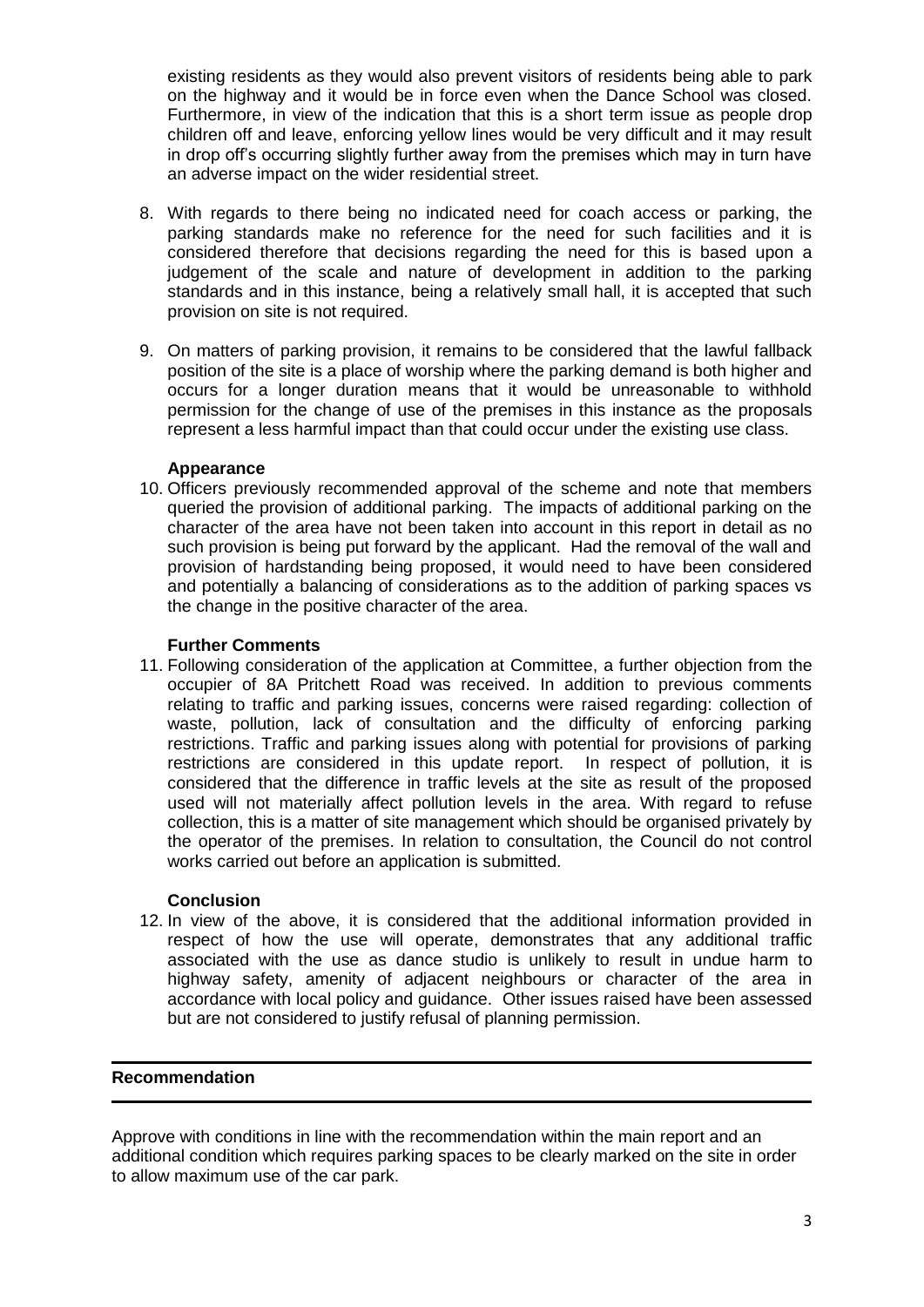existing residents as they would also prevent visitors of residents being able to park on the highway and it would be in force even when the Dance School was closed. Furthermore, in view of the indication that this is a short term issue as people drop children off and leave, enforcing yellow lines would be very difficult and it may result in drop off's occurring slightly further away from the premises which may in turn have an adverse impact on the wider residential street.

8. With regards to there being no indicated need for coach access or parking, the parking standards make no reference for the need for such facilities and it is considered therefore that decisions regarding the need for this is based upon a judgement of the scale and nature of development in addition to the parking standards and in this instance, being a relatively small hall, it is accepted that such provision on site is not required.

9. On matters of parking provision, it remains to be considered that the lawful fallback position of the site is a place of worship where the parking demand is both higher and occurs for a longer duration means that it would be unreasonable to withhold permission for the change of use of the premises in this instance as the proposals represent a less harmful impact than that could occur under the existing use class.

**Appearance**

10. Officers previously recommended approval of the scheme and note that members queried the provision of additional parking. The impacts of additional parking on the character of the area have not been taken into account in this report in detail as no such provision is being put forward by the applicant. Had the removal of the wall and provision of hardstanding being proposed, it would need to have been considered and potentially a balancing of considerations as to the addition of parking spaces vs the change in the positive character of the area.

**Further Comments**

11. Following consideration of the application at Committee, a further objection from the occupier of 8A Pritchett Road was received. In addition to previous comments relating to traffic and parking issues, concerns were raised regarding: collection of waste, pollution, lack of consultation and the difficulty of enforcing parking restrictions. Traffic and parking issues along with potential for provisions of parking restrictions are considered in this update report. In respect of pollution, it is considered that the difference in traffic levels at the site as result of the proposed used will not materially affect pollution levels in the area. With regard to refuse collection, this is a matter of site management which should be organised privately by the operator of the premises. In relation to consultation, the Council do not control works carried out before an application is submitted.

**Conclusion**

12. In view of the above, it is considered that the additional information provided in respect of how the use will operate, demonstrates that any additional traffic associated with the use as dance studio is unlikely to result in undue harm to highway safety, amenity of adjacent neighbours or character of the area in accordance with local policy and guidance. Other issues raised have been assessed but are not considered to justify refusal of planning permission.

## Recommendation

Approve with conditions in line with the recommendation within the main report and an additional condition which requires parking spaces to be clearly marked on the site in order to allow maximum use of the car park.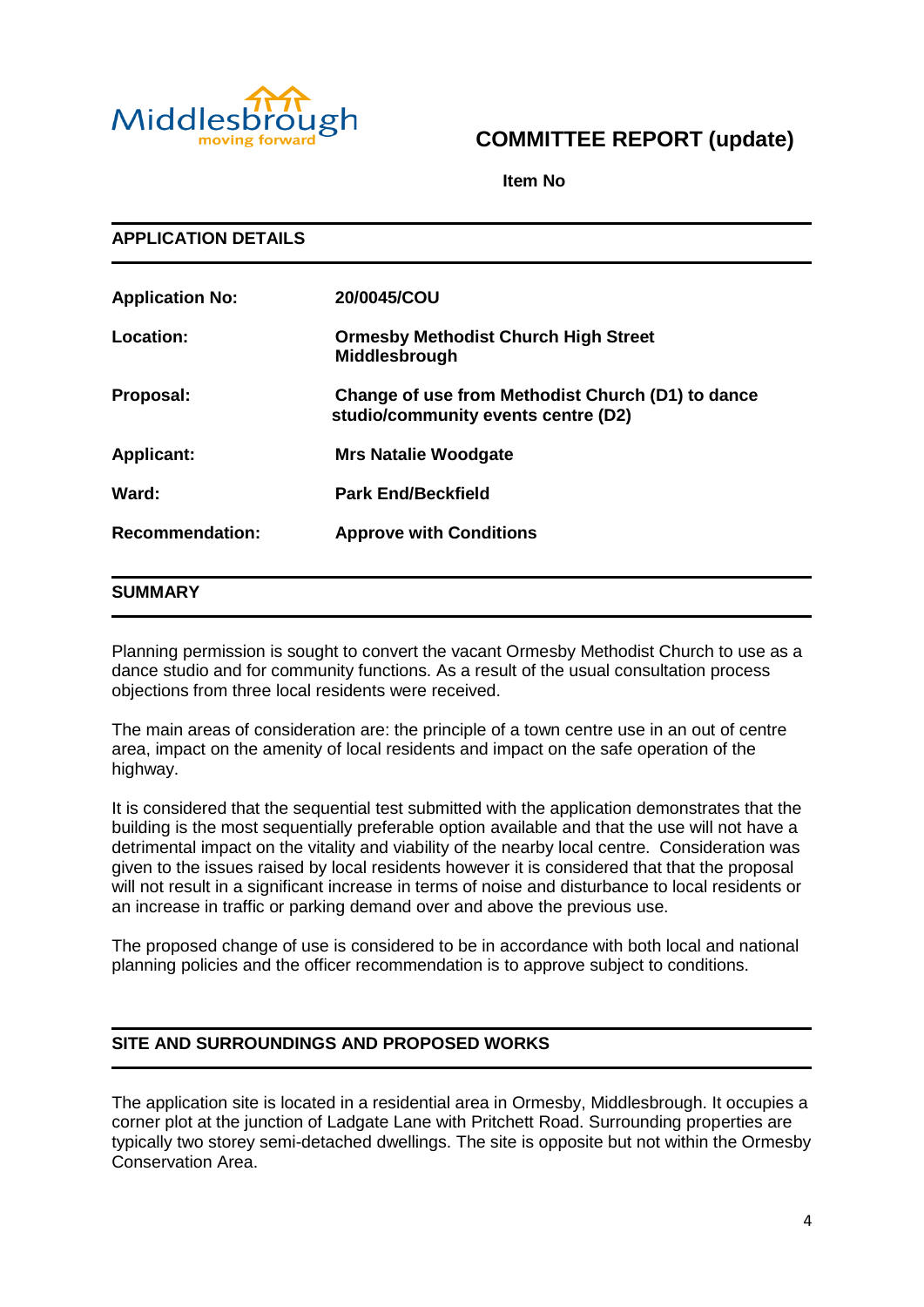Middlesbrough
moving forward

# COMMITTEE REPORT (update)

**Item No**

## APPLICATION DETAILS

| | |
|---|---|
| **Application No:** | **20/0045/COU** |
| **Location:** | **Ormesby Methodist Church High Street Middlesbrough** |
| **Proposal:** | **Change of use from Methodist Church (D1) to dance studio/community events centre (D2)** |
| **Applicant:** | **Mrs Natalie Woodgate** |
| **Ward:** | **Park End/Beckfield** |
| **Recommendation:** | **Approve with Conditions** |

## SUMMARY

Planning permission is sought to convert the vacant Ormesby Methodist Church to use as a dance studio and for community functions. As a result of the usual consultation process objections from three local residents were received.

The main areas of consideration are: the principle of a town centre use in an out of centre area, impact on the amenity of local residents and impact on the safe operation of the highway.

It is considered that the sequential test submitted with the application demonstrates that the building is the most sequentially preferable option available and that the use will not have a detrimental impact on the vitality and viability of the nearby local centre. Consideration was given to the issues raised by local residents however it is considered that that the proposal will not result in a significant increase in terms of noise and disturbance to local residents or an increase in traffic or parking demand over and above the previous use.

The proposed change of use is considered to be in accordance with both local and national planning policies and the officer recommendation is to approve subject to conditions.

## SITE AND SURROUNDINGS AND PROPOSED WORKS

The application site is located in a residential area in Ormesby, Middlesbrough. It occupies a corner plot at the junction of Ladgate Lane with Pritchett Road. Surrounding properties are typically two storey semi-detached dwellings. The site is opposite but not within the Ormesby Conservation Area.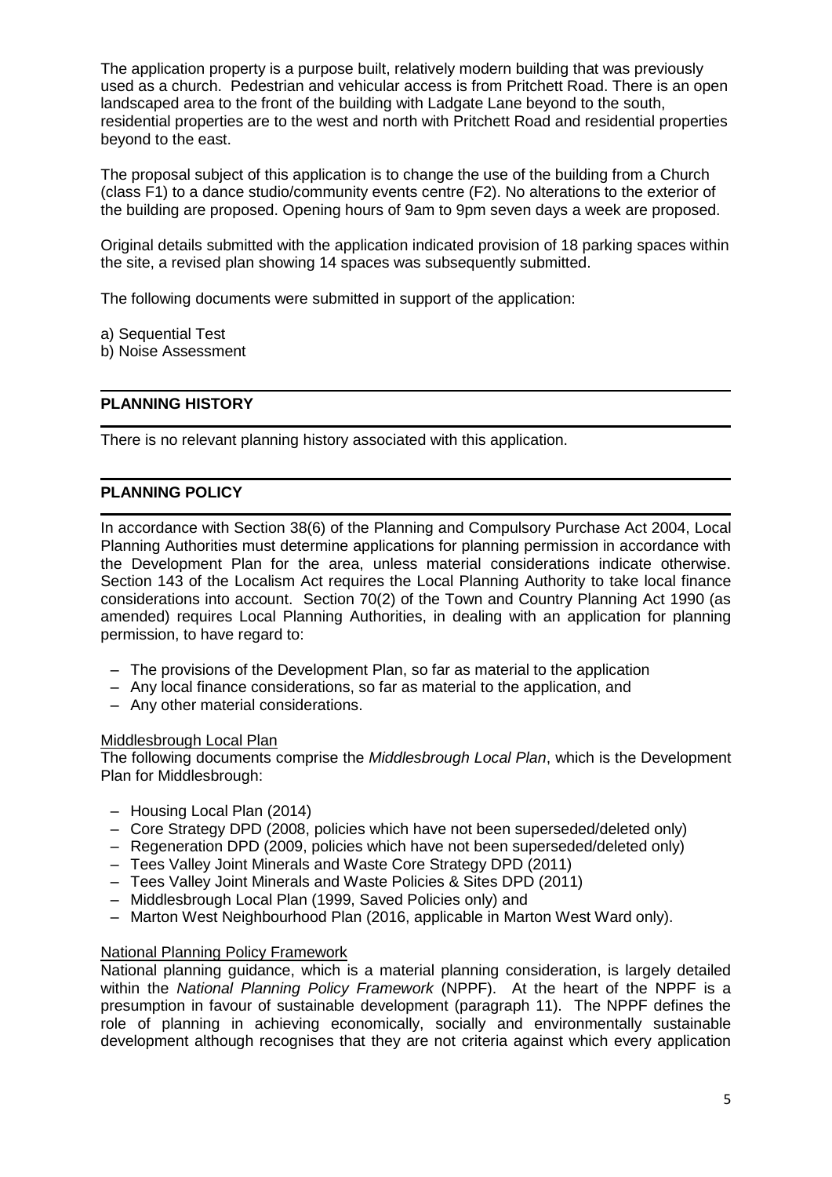The application property is a purpose built, relatively modern building that was previously used as a church. Pedestrian and vehicular access is from Pritchett Road. There is an open landscaped area to the front of the building with Ladgate Lane beyond to the south, residential properties are to the west and north with Pritchett Road and residential properties beyond to the east.

The proposal subject of this application is to change the use of the building from a Church (class F1) to a dance studio/community events centre (F2). No alterations to the exterior of the building are proposed. Opening hours of 9am to 9pm seven days a week are proposed.

Original details submitted with the application indicated provision of 18 parking spaces within the site, a revised plan showing 14 spaces was subsequently submitted.

The following documents were submitted in support of the application:

a) Sequential Test
b) Noise Assessment

## PLANNING HISTORY

There is no relevant planning history associated with this application.

## PLANNING POLICY

In accordance with Section 38(6) of the Planning and Compulsory Purchase Act 2004, Local Planning Authorities must determine applications for planning permission in accordance with the Development Plan for the area, unless material considerations indicate otherwise. Section 143 of the Localism Act requires the Local Planning Authority to take local finance considerations into account. Section 70(2) of the Town and Country Planning Act 1990 (as amended) requires Local Planning Authorities, in dealing with an application for planning permission, to have regard to:

- The provisions of the Development Plan, so far as material to the application
- Any local finance considerations, so far as material to the application, and
- Any other material considerations.

Middlesbrough Local Plan

The following documents comprise the *Middlesbrough Local Plan*, which is the Development Plan for Middlesbrough:

- Housing Local Plan (2014)
- Core Strategy DPD (2008, policies which have not been superseded/deleted only)
- Regeneration DPD (2009, policies which have not been superseded/deleted only)
- Tees Valley Joint Minerals and Waste Core Strategy DPD (2011)
- Tees Valley Joint Minerals and Waste Policies & Sites DPD (2011)
- Middlesbrough Local Plan (1999, Saved Policies only) and
- Marton West Neighbourhood Plan (2016, applicable in Marton West Ward only).

National Planning Policy Framework

National planning guidance, which is a material planning consideration, is largely detailed within the *National Planning Policy Framework* (NPPF). At the heart of the NPPF is a presumption in favour of sustainable development (paragraph 11). The NPPF defines the role of planning in achieving economically, socially and environmentally sustainable development although recognises that they are not criteria against which every application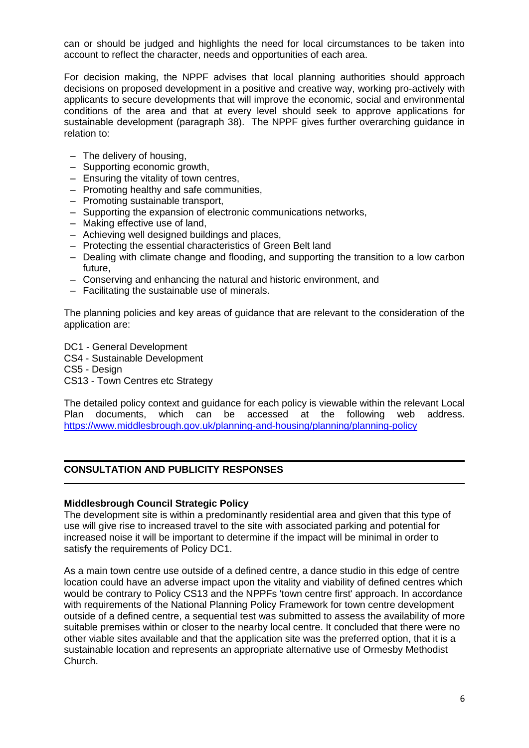can or should be judged and highlights the need for local circumstances to be taken into account to reflect the character, needs and opportunities of each area.

For decision making, the NPPF advises that local planning authorities should approach decisions on proposed development in a positive and creative way, working pro-actively with applicants to secure developments that will improve the economic, social and environmental conditions of the area and that at every level should seek to approve applications for sustainable development (paragraph 38). The NPPF gives further overarching guidance in relation to:

- The delivery of housing,
- Supporting economic growth,
- Ensuring the vitality of town centres,
- Promoting healthy and safe communities,
- Promoting sustainable transport,
- Supporting the expansion of electronic communications networks,
- Making effective use of land,
- Achieving well designed buildings and places,
- Protecting the essential characteristics of Green Belt land
- Dealing with climate change and flooding, and supporting the transition to a low carbon future,
- Conserving and enhancing the natural and historic environment, and
- Facilitating the sustainable use of minerals.

The planning policies and key areas of guidance that are relevant to the consideration of the application are:

DC1 - General Development
CS4 - Sustainable Development
CS5 - Design
CS13 - Town Centres etc Strategy

The detailed policy context and guidance for each policy is viewable within the relevant Local Plan documents, which can be accessed at the following web address. https://www.middlesbrough.gov.uk/planning-and-housing/planning/planning-policy

## CONSULTATION AND PUBLICITY RESPONSES

**Middlesbrough Council Strategic Policy**
The development site is within a predominantly residential area and given that this type of use will give rise to increased travel to the site with associated parking and potential for increased noise it will be important to determine if the impact will be minimal in order to satisfy the requirements of Policy DC1.

As a main town centre use outside of a defined centre, a dance studio in this edge of centre location could have an adverse impact upon the vitality and viability of defined centres which would be contrary to Policy CS13 and the NPPFs 'town centre first' approach. In accordance with requirements of the National Planning Policy Framework for town centre development outside of a defined centre, a sequential test was submitted to assess the availability of more suitable premises within or closer to the nearby local centre. It concluded that there were no other viable sites available and that the application site was the preferred option, that it is a sustainable location and represents an appropriate alternative use of Ormesby Methodist Church.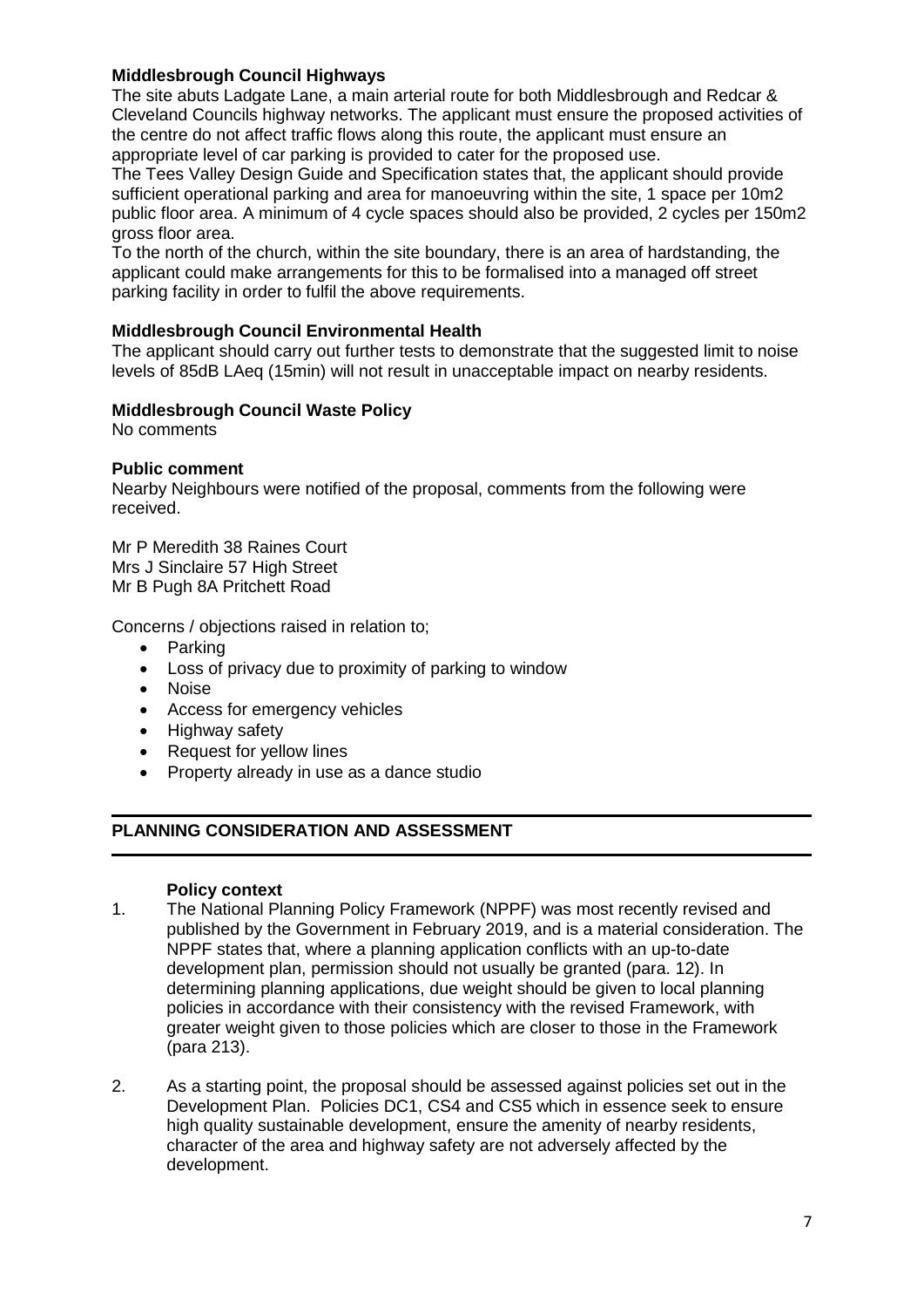**Middlesbrough Council Highways**

The site abuts Ladgate Lane, a main arterial route for both Middlesbrough and Redcar & Cleveland Councils highway networks. The applicant must ensure the proposed activities of the centre do not affect traffic flows along this route, the applicant must ensure an appropriate level of car parking is provided to cater for the proposed use.

The Tees Valley Design Guide and Specification states that, the applicant should provide sufficient operational parking and area for manoeuvring within the site, 1 space per 10m2 public floor area. A minimum of 4 cycle spaces should also be provided, 2 cycles per 150m2 gross floor area.

To the north of the church, within the site boundary, there is an area of hardstanding, the applicant could make arrangements for this to be formalised into a managed off street parking facility in order to fulfil the above requirements.

**Middlesbrough Council Environmental Health**

The applicant should carry out further tests to demonstrate that the suggested limit to noise levels of 85dB LAeq (15min) will not result in unacceptable impact on nearby residents.

**Middlesbrough Council Waste Policy**

No comments

**Public comment**

Nearby Neighbours were notified of the proposal, comments from the following were received.

Mr P Meredith 38 Raines Court
Mrs J Sinclaire 57 High Street
Mr B Pugh 8A Pritchett Road

Concerns / objections raised in relation to;

- Parking
- Loss of privacy due to proximity of parking to window
- Noise
- Access for emergency vehicles
- Highway safety
- Request for yellow lines
- Property already in use as a dance studio

## PLANNING CONSIDERATION AND ASSESSMENT

**Policy context**

1. The National Planning Policy Framework (NPPF) was most recently revised and published by the Government in February 2019, and is a material consideration. The NPPF states that, where a planning application conflicts with an up-to-date development plan, permission should not usually be granted (para. 12). In determining planning applications, due weight should be given to local planning policies in accordance with their consistency with the revised Framework, with greater weight given to those policies which are closer to those in the Framework (para 213).

2. As a starting point, the proposal should be assessed against policies set out in the Development Plan. Policies DC1, CS4 and CS5 which in essence seek to ensure high quality sustainable development, ensure the amenity of nearby residents, character of the area and highway safety are not adversely affected by the development.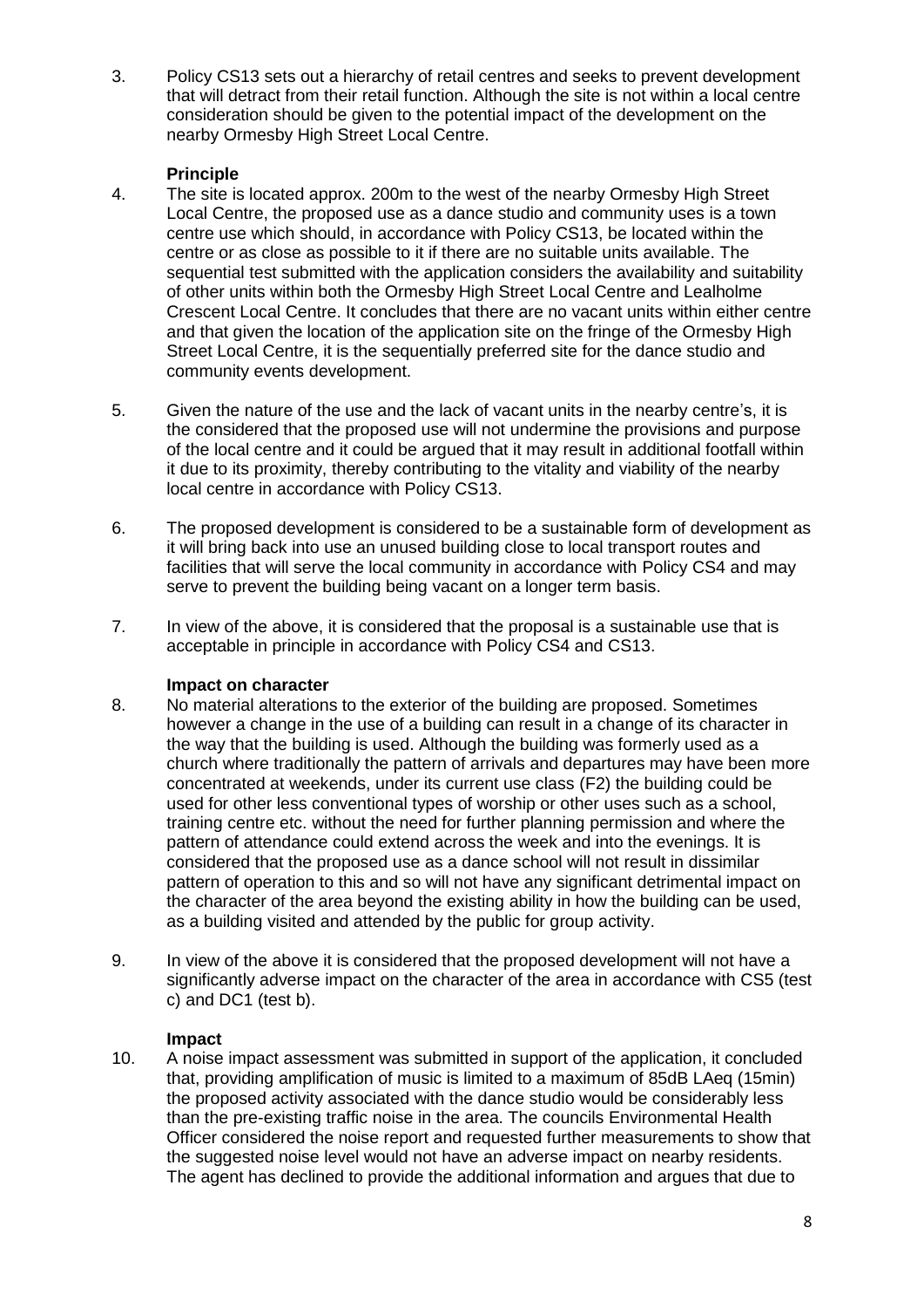3. Policy CS13 sets out a hierarchy of retail centres and seeks to prevent development that will detract from their retail function. Although the site is not within a local centre consideration should be given to the potential impact of the development on the nearby Ormesby High Street Local Centre.

**Principle**

4. The site is located approx. 200m to the west of the nearby Ormesby High Street Local Centre, the proposed use as a dance studio and community uses is a town centre use which should, in accordance with Policy CS13, be located within the centre or as close as possible to it if there are no suitable units available. The sequential test submitted with the application considers the availability and suitability of other units within both the Ormesby High Street Local Centre and Lealholme Crescent Local Centre. It concludes that there are no vacant units within either centre and that given the location of the application site on the fringe of the Ormesby High Street Local Centre, it is the sequentially preferred site for the dance studio and community events development.

5. Given the nature of the use and the lack of vacant units in the nearby centre's, it is the considered that the proposed use will not undermine the provisions and purpose of the local centre and it could be argued that it may result in additional footfall within it due to its proximity, thereby contributing to the vitality and viability of the nearby local centre in accordance with Policy CS13.

6. The proposed development is considered to be a sustainable form of development as it will bring back into use an unused building close to local transport routes and facilities that will serve the local community in accordance with Policy CS4 and may serve to prevent the building being vacant on a longer term basis.

7. In view of the above, it is considered that the proposal is a sustainable use that is acceptable in principle in accordance with Policy CS4 and CS13.

**Impact on character**

8. No material alterations to the exterior of the building are proposed. Sometimes however a change in the use of a building can result in a change of its character in the way that the building is used. Although the building was formerly used as a church where traditionally the pattern of arrivals and departures may have been more concentrated at weekends, under its current use class (F2) the building could be used for other less conventional types of worship or other uses such as a school, training centre etc. without the need for further planning permission and where the pattern of attendance could extend across the week and into the evenings. It is considered that the proposed use as a dance school will not result in dissimilar pattern of operation to this and so will not have any significant detrimental impact on the character of the area beyond the existing ability in how the building can be used, as a building visited and attended by the public for group activity.

9. In view of the above it is considered that the proposed development will not have a significantly adverse impact on the character of the area in accordance with CS5 (test c) and DC1 (test b).

**Impact**

10. A noise impact assessment was submitted in support of the application, it concluded that, providing amplification of music is limited to a maximum of 85dB LAeq (15min) the proposed activity associated with the dance studio would be considerably less than the pre-existing traffic noise in the area. The councils Environmental Health Officer considered the noise report and requested further measurements to show that the suggested noise level would not have an adverse impact on nearby residents. The agent has declined to provide the additional information and argues that due to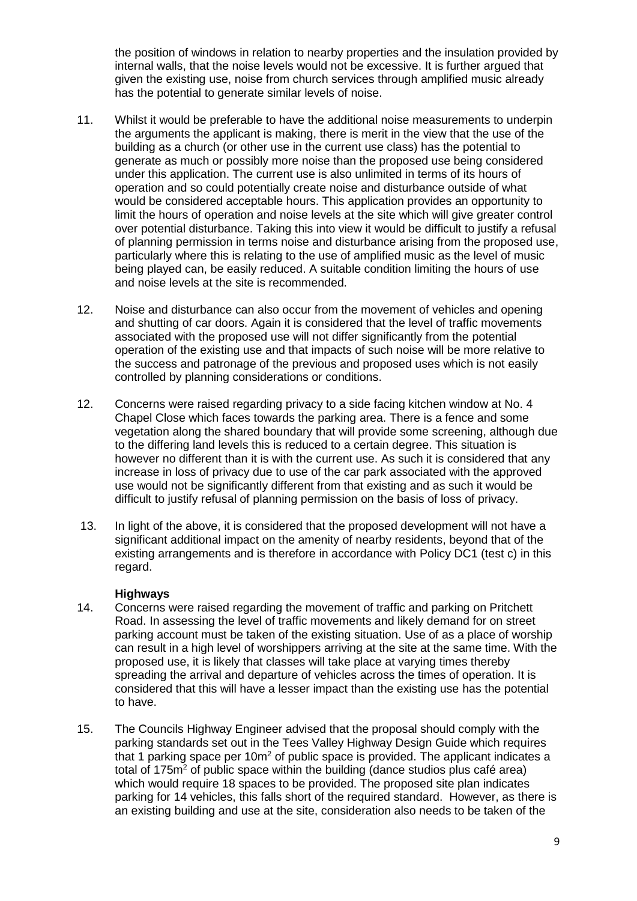the position of windows in relation to nearby properties and the insulation provided by internal walls, that the noise levels would not be excessive. It is further argued that given the existing use, noise from church services through amplified music already has the potential to generate similar levels of noise.

11. Whilst it would be preferable to have the additional noise measurements to underpin the arguments the applicant is making, there is merit in the view that the use of the building as a church (or other use in the current use class) has the potential to generate as much or possibly more noise than the proposed use being considered under this application. The current use is also unlimited in terms of its hours of operation and so could potentially create noise and disturbance outside of what would be considered acceptable hours. This application provides an opportunity to limit the hours of operation and noise levels at the site which will give greater control over potential disturbance. Taking this into view it would be difficult to justify a refusal of planning permission in terms noise and disturbance arising from the proposed use, particularly where this is relating to the use of amplified music as the level of music being played can, be easily reduced. A suitable condition limiting the hours of use and noise levels at the site is recommended.

12. Noise and disturbance can also occur from the movement of vehicles and opening and shutting of car doors. Again it is considered that the level of traffic movements associated with the proposed use will not differ significantly from the potential operation of the existing use and that impacts of such noise will be more relative to the success and patronage of the previous and proposed uses which is not easily controlled by planning considerations or conditions.

12. Concerns were raised regarding privacy to a side facing kitchen window at No. 4 Chapel Close which faces towards the parking area. There is a fence and some vegetation along the shared boundary that will provide some screening, although due to the differing land levels this is reduced to a certain degree. This situation is however no different than it is with the current use. As such it is considered that any increase in loss of privacy due to use of the car park associated with the approved use would not be significantly different from that existing and as such it would be difficult to justify refusal of planning permission on the basis of loss of privacy.

13. In light of the above, it is considered that the proposed development will not have a significant additional impact on the amenity of nearby residents, beyond that of the existing arrangements and is therefore in accordance with Policy DC1 (test c) in this regard.

**Highways**

14. Concerns were raised regarding the movement of traffic and parking on Pritchett Road. In assessing the level of traffic movements and likely demand for on street parking account must be taken of the existing situation. Use of as a place of worship can result in a high level of worshippers arriving at the site at the same time. With the proposed use, it is likely that classes will take place at varying times thereby spreading the arrival and departure of vehicles across the times of operation. It is considered that this will have a lesser impact than the existing use has the potential to have.

15. The Councils Highway Engineer advised that the proposal should comply with the parking standards set out in the Tees Valley Highway Design Guide which requires that 1 parking space per $10m^2$ of public space is provided. The applicant indicates a total of $175m^2$ of public space within the building (dance studios plus café area) which would require 18 spaces to be provided. The proposed site plan indicates parking for 14 vehicles, this falls short of the required standard. However, as there is an existing building and use at the site, consideration also needs to be taken of the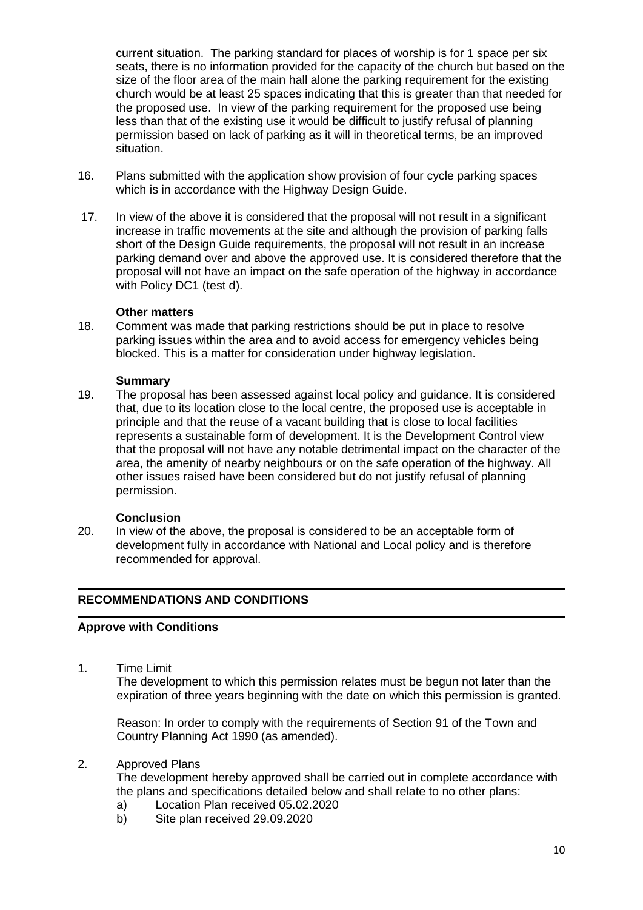current situation. The parking standard for places of worship is for 1 space per six seats, there is no information provided for the capacity of the church but based on the size of the floor area of the main hall alone the parking requirement for the existing church would be at least 25 spaces indicating that this is greater than that needed for the proposed use. In view of the parking requirement for the proposed use being less than that of the existing use it would be difficult to justify refusal of planning permission based on lack of parking as it will in theoretical terms, be an improved situation.

16. Plans submitted with the application show provision of four cycle parking spaces which is in accordance with the Highway Design Guide.

17. In view of the above it is considered that the proposal will not result in a significant increase in traffic movements at the site and although the provision of parking falls short of the Design Guide requirements, the proposal will not result in an increase parking demand over and above the approved use. It is considered therefore that the proposal will not have an impact on the safe operation of the highway in accordance with Policy DC1 (test d).

**Other matters**

18. Comment was made that parking restrictions should be put in place to resolve parking issues within the area and to avoid access for emergency vehicles being blocked. This is a matter for consideration under highway legislation.

**Summary**

19. The proposal has been assessed against local policy and guidance. It is considered that, due to its location close to the local centre, the proposed use is acceptable in principle and that the reuse of a vacant building that is close to local facilities represents a sustainable form of development. It is the Development Control view that the proposal will not have any notable detrimental impact on the character of the area, the amenity of nearby neighbours or on the safe operation of the highway. All other issues raised have been considered but do not justify refusal of planning permission.

**Conclusion**

20. In view of the above, the proposal is considered to be an acceptable form of development fully in accordance with National and Local policy and is therefore recommended for approval.

## RECOMMENDATIONS AND CONDITIONS

**Approve with Conditions**

1. Time Limit
   The development to which this permission relates must be begun not later than the expiration of three years beginning with the date on which this permission is granted.

   Reason: In order to comply with the requirements of Section 91 of the Town and Country Planning Act 1990 (as amended).

2. Approved Plans
   The development hereby approved shall be carried out in complete accordance with the plans and specifications detailed below and shall relate to no other plans:
   a) Location Plan received 05.02.2020
   b) Site plan received 29.09.2020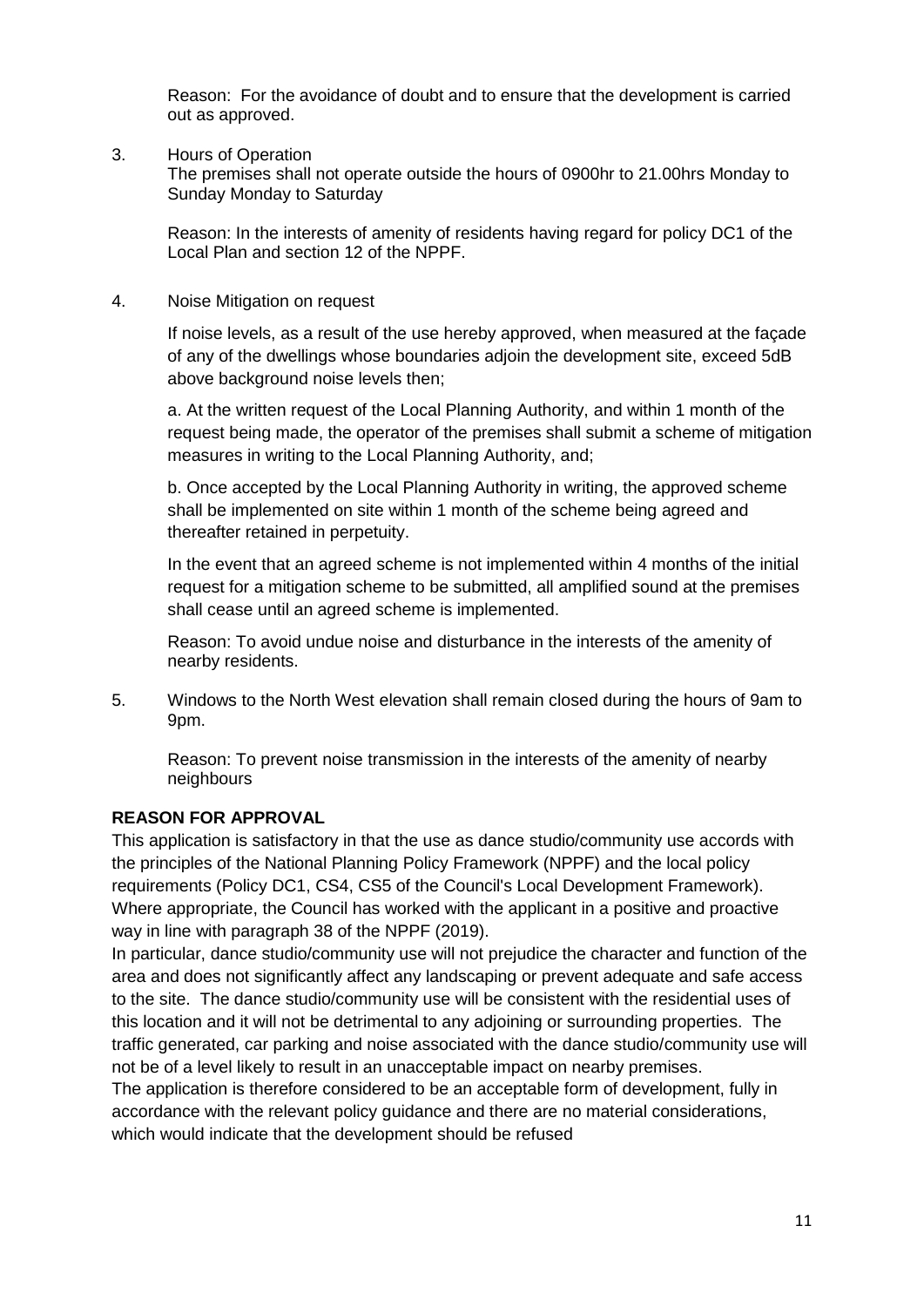Reason: For the avoidance of doubt and to ensure that the development is carried out as approved.

3. Hours of Operation

   The premises shall not operate outside the hours of 0900hr to 21.00hrs Monday to Sunday Monday to Saturday

   Reason: In the interests of amenity of residents having regard for policy DC1 of the Local Plan and section 12 of the NPPF.

4. Noise Mitigation on request

   If noise levels, as a result of the use hereby approved, when measured at the façade of any of the dwellings whose boundaries adjoin the development site, exceed 5dB above background noise levels then;

   a. At the written request of the Local Planning Authority, and within 1 month of the request being made, the operator of the premises shall submit a scheme of mitigation measures in writing to the Local Planning Authority, and;

   b. Once accepted by the Local Planning Authority in writing, the approved scheme shall be implemented on site within 1 month of the scheme being agreed and thereafter retained in perpetuity.

   In the event that an agreed scheme is not implemented within 4 months of the initial request for a mitigation scheme to be submitted, all amplified sound at the premises shall cease until an agreed scheme is implemented.

   Reason: To avoid undue noise and disturbance in the interests of the amenity of nearby residents.

5. Windows to the North West elevation shall remain closed during the hours of 9am to 9pm.

   Reason: To prevent noise transmission in the interests of the amenity of nearby neighbours

**REASON FOR APPROVAL**

This application is satisfactory in that the use as dance studio/community use accords with the principles of the National Planning Policy Framework (NPPF) and the local policy requirements (Policy DC1, CS4, CS5 of the Council's Local Development Framework). Where appropriate, the Council has worked with the applicant in a positive and proactive way in line with paragraph 38 of the NPPF (2019).

In particular, dance studio/community use will not prejudice the character and function of the area and does not significantly affect any landscaping or prevent adequate and safe access to the site. The dance studio/community use will be consistent with the residential uses of this location and it will not be detrimental to any adjoining or surrounding properties. The traffic generated, car parking and noise associated with the dance studio/community use will not be of a level likely to result in an unacceptable impact on nearby premises.

The application is therefore considered to be an acceptable form of development, fully in accordance with the relevant policy guidance and there are no material considerations, which would indicate that the development should be refused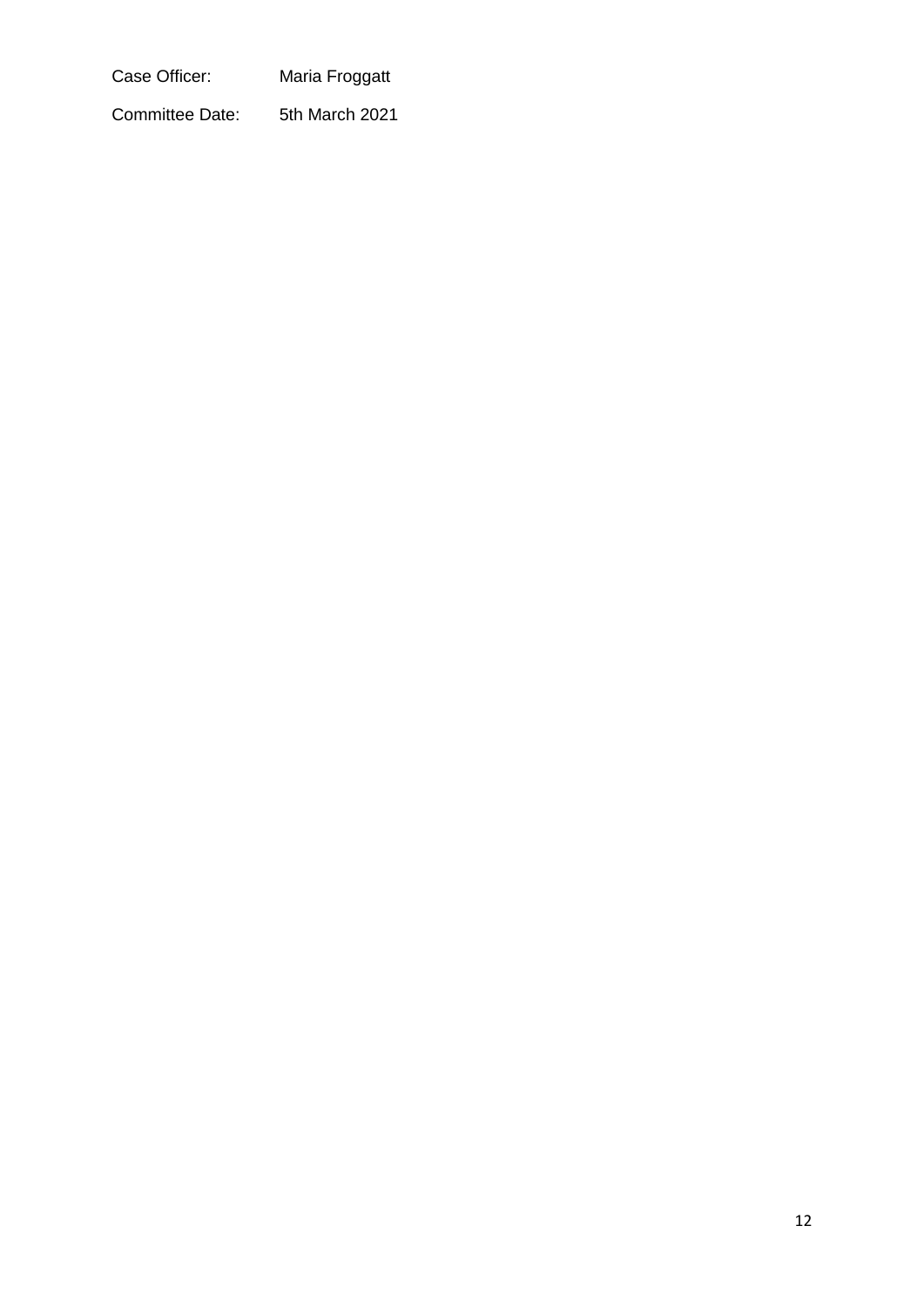Case Officer: Maria Froggatt

Committee Date: 5th March 2021